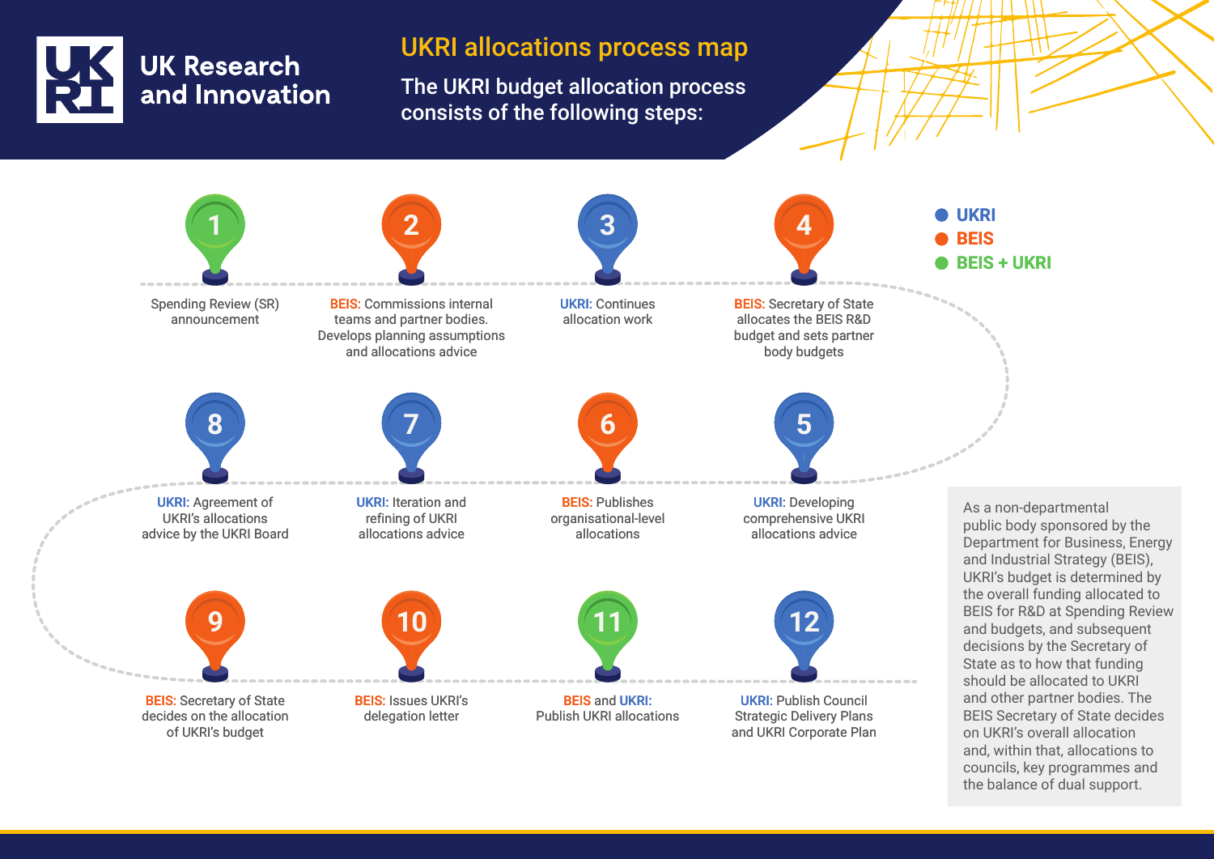UK Research and Innovation

# UKRI allocations process map

## The UKRI budget allocation process consists of the following steps:

- UKRI
- BEIS
- BEIS + UKRI

1. Spending Review (SR) announcement
2. **BEIS:** Commissions internal teams and partner bodies. Develops planning assumptions and allocations advice
3. **UKRI:** Continues allocation work
4. **BEIS:** Secretary of State allocates the BEIS R&D budget and sets partner body budgets
5. **UKRI:** Developing comprehensive UKRI allocations advice
6. **BEIS:** Publishes organisational-level allocations
7. **UKRI:** Iteration and refining of UKRI allocations advice
8. **UKRI:** Agreement of UKRI's allocations advice by the UKRI Board
9. **BEIS:** Secretary of State decides on the allocation of UKRI's budget
10. **BEIS:** Issues UKRI's delegation letter
11. **BEIS** and **UKRI:** Publish UKRI allocations
12. **UKRI:** Publish Council Strategic Delivery Plans and UKRI Corporate Plan

As a non-departmental public body sponsored by the Department for Business, Energy and Industrial Strategy (BEIS), UKRI's budget is determined by the overall funding allocated to BEIS for R&D at Spending Review and budgets, and subsequent decisions by the Secretary of State as to how that funding should be allocated to UKRI and other partner bodies. The BEIS Secretary of State decides on UKRI's overall allocation and, within that, allocations to councils, key programmes and the balance of dual support.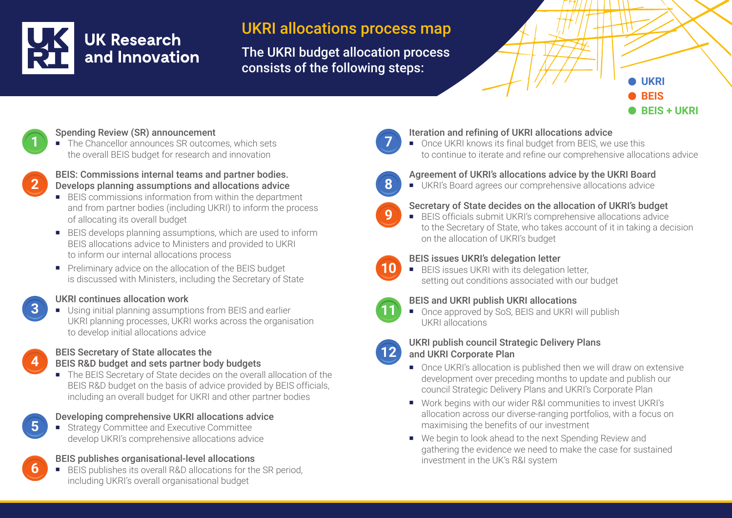UK Research and Innovation

# UKRI allocations process map

The UKRI budget allocation process consists of the following steps:

- UKRI
- BEIS
- BEIS + UKRI

### 1 Spending Review (SR) announcement

- The Chancellor announces SR outcomes, which sets the overall BEIS budget for research and innovation

### 2 BEIS: Commissions internal teams and partner bodies. Develops planning assumptions and allocations advice

- BEIS commissions information from within the department and from partner bodies (including UKRI) to inform the process of allocating its overall budget
- BEIS develops planning assumptions, which are used to inform BEIS allocations advice to Ministers and provided to UKRI to inform our internal allocations process
- Preliminary advice on the allocation of the BEIS budget is discussed with Ministers, including the Secretary of State

### 3 UKRI continues allocation work

- Using initial planning assumptions from BEIS and earlier UKRI planning processes, UKRI works across the organisation to develop initial allocations advice

### 4 BEIS Secretary of State allocates the BEIS R&D budget and sets partner body budgets

- The BEIS Secretary of State decides on the overall allocation of the BEIS R&D budget on the basis of advice provided by BEIS officials, including an overall budget for UKRI and other partner bodies

### 5 Developing comprehensive UKRI allocations advice

- Strategy Committee and Executive Committee develop UKRI's comprehensive allocations advice

### 6 BEIS publishes organisational-level allocations

- BEIS publishes its overall R&D allocations for the SR period, including UKRI's overall organisational budget

### 7 Iteration and refining of UKRI allocations advice

- Once UKRI knows its final budget from BEIS, we use this to continue to iterate and refine our comprehensive allocations advice

### 8 Agreement of UKRI's allocations advice by the UKRI Board

- UKRI's Board agrees our comprehensive allocations advice

### 9 Secretary of State decides on the allocation of UKRI's budget

- BEIS officials submit UKRI's comprehensive allocations advice to the Secretary of State, who takes account of it in taking a decision on the allocation of UKRI's budget

### 10 BEIS issues UKRI's delegation letter

- BEIS issues UKRI with its delegation letter, setting out conditions associated with our budget

### 11 BEIS and UKRI publish UKRI allocations

- Once approved by SoS, BEIS and UKRI will publish UKRI allocations

### 12 UKRI publish council Strategic Delivery Plans and UKRI Corporate Plan

- Once UKRI's allocation is published then we will draw on extensive development over preceding months to update and publish our council Strategic Delivery Plans and UKRI's Corporate Plan
- Work begins with our wider R&I communities to invest UKRI's allocation across our diverse-ranging portfolios, with a focus on maximising the benefits of our investment
- We begin to look ahead to the next Spending Review and gathering the evidence we need to make the case for sustained investment in the UK's R&I system